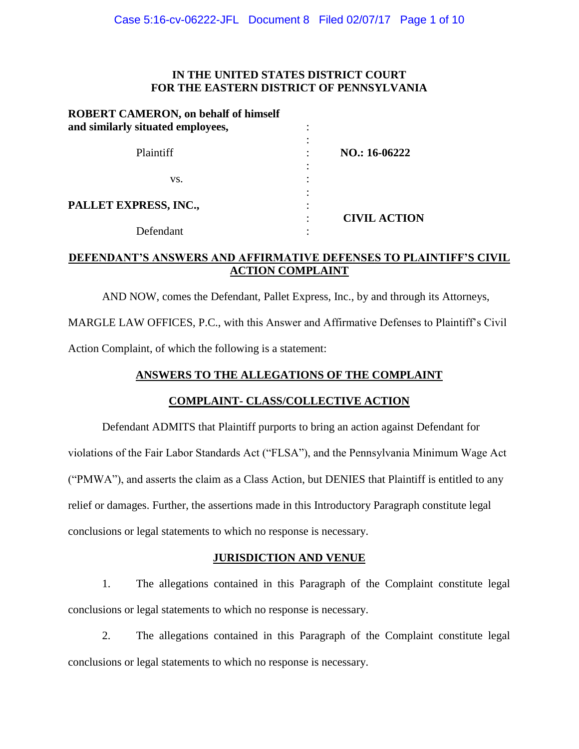**IN THE UNITED STATES DISTRICT COURT**
**FOR THE EASTERN DISTRICT OF PENNSYLVANIA**

| | | |
|---|---|---|
| **ROBERT CAMERON, on behalf of himself and similarly situated employees,** | : | |
| | : | |
| Plaintiff | : | **NO.: 16-06222** |
| | : | |
| vs. | : | |
| | : | |
| **PALLET EXPRESS, INC.,** | : | |
| | : | **CIVIL ACTION** |
| Defendant | : | |

## DEFENDANT'S ANSWERS AND AFFIRMATIVE DEFENSES TO PLAINTIFF'S CIVIL ACTION COMPLAINT

AND NOW, comes the Defendant, Pallet Express, Inc., by and through its Attorneys, MARGLE LAW OFFICES, P.C., with this Answer and Affirmative Defenses to Plaintiff's Civil Action Complaint, of which the following is a statement:

## ANSWERS TO THE ALLEGATIONS OF THE COMPLAINT

## COMPLAINT- CLASS/COLLECTIVE ACTION

Defendant ADMITS that Plaintiff purports to bring an action against Defendant for violations of the Fair Labor Standards Act ("FLSA"), and the Pennsylvania Minimum Wage Act ("PMWA"), and asserts the claim as a Class Action, but DENIES that Plaintiff is entitled to any relief or damages. Further, the assertions made in this Introductory Paragraph constitute legal conclusions or legal statements to which no response is necessary.

## JURISDICTION AND VENUE

1. The allegations contained in this Paragraph of the Complaint constitute legal conclusions or legal statements to which no response is necessary.

2. The allegations contained in this Paragraph of the Complaint constitute legal conclusions or legal statements to which no response is necessary.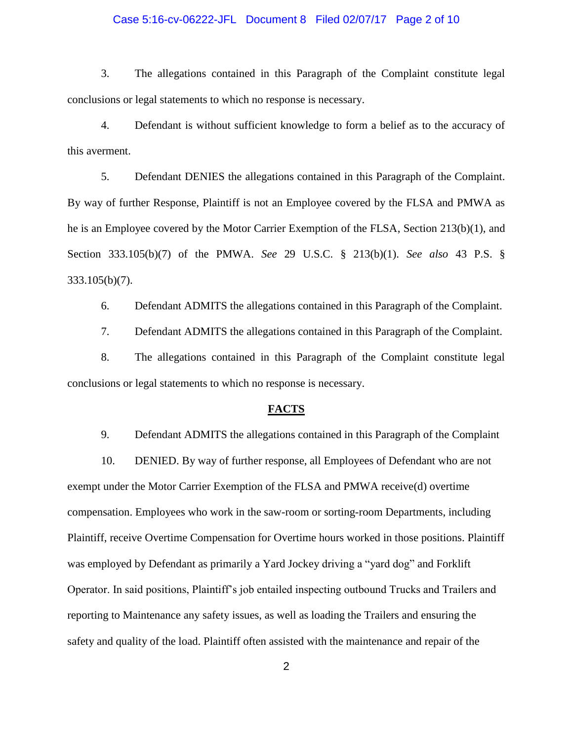3. The allegations contained in this Paragraph of the Complaint constitute legal conclusions or legal statements to which no response is necessary.

4. Defendant is without sufficient knowledge to form a belief as to the accuracy of this averment.

5. Defendant DENIES the allegations contained in this Paragraph of the Complaint. By way of further Response, Plaintiff is not an Employee covered by the FLSA and PMWA as he is an Employee covered by the Motor Carrier Exemption of the FLSA, Section 213(b)(1), and Section 333.105(b)(7) of the PMWA. *See* 29 U.S.C. § 213(b)(1). *See also* 43 P.S. § 333.105(b)(7).

6. Defendant ADMITS the allegations contained in this Paragraph of the Complaint.

7. Defendant ADMITS the allegations contained in this Paragraph of the Complaint.

8. The allegations contained in this Paragraph of the Complaint constitute legal conclusions or legal statements to which no response is necessary.

## FACTS

9. Defendant ADMITS the allegations contained in this Paragraph of the Complaint

10. DENIED. By way of further response, all Employees of Defendant who are not exempt under the Motor Carrier Exemption of the FLSA and PMWA receive(d) overtime compensation. Employees who work in the saw-room or sorting-room Departments, including Plaintiff, receive Overtime Compensation for Overtime hours worked in those positions. Plaintiff was employed by Defendant as primarily a Yard Jockey driving a "yard dog" and Forklift Operator. In said positions, Plaintiff's job entailed inspecting outbound Trucks and Trailers and reporting to Maintenance any safety issues, as well as loading the Trailers and ensuring the safety and quality of the load. Plaintiff often assisted with the maintenance and repair of the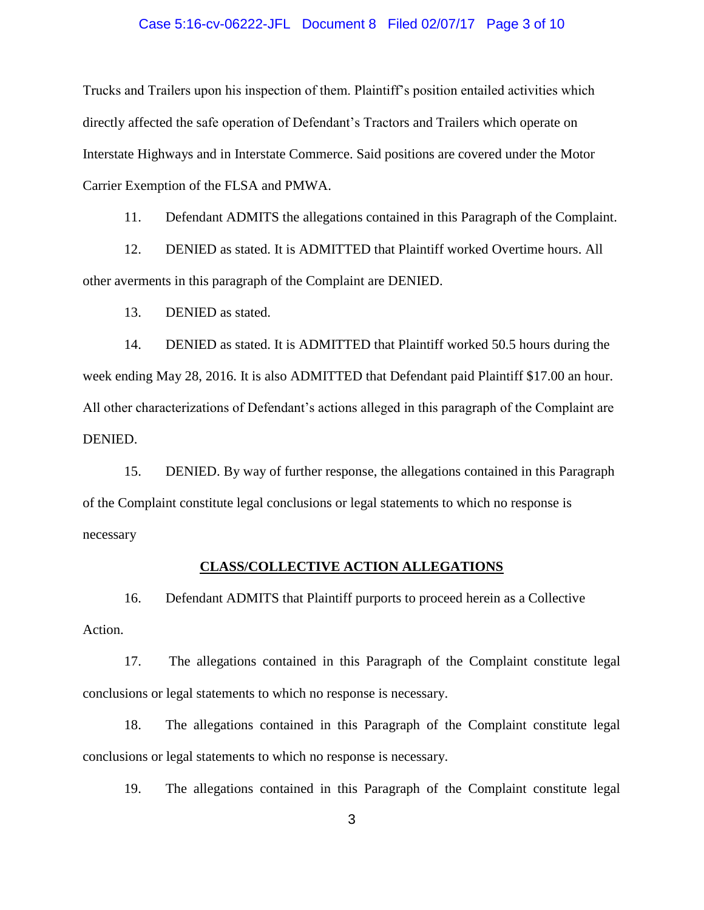Trucks and Trailers upon his inspection of them. Plaintiff's position entailed activities which directly affected the safe operation of Defendant's Tractors and Trailers which operate on Interstate Highways and in Interstate Commerce. Said positions are covered under the Motor Carrier Exemption of the FLSA and PMWA.

11. Defendant ADMITS the allegations contained in this Paragraph of the Complaint.

12. DENIED as stated. It is ADMITTED that Plaintiff worked Overtime hours. All other averments in this paragraph of the Complaint are DENIED.

13. DENIED as stated.

14. DENIED as stated. It is ADMITTED that Plaintiff worked 50.5 hours during the week ending May 28, 2016. It is also ADMITTED that Defendant paid Plaintiff $17.00 an hour. All other characterizations of Defendant's actions alleged in this paragraph of the Complaint are DENIED.

15. DENIED. By way of further response, the allegations contained in this Paragraph of the Complaint constitute legal conclusions or legal statements to which no response is necessary

**CLASS/COLLECTIVE ACTION ALLEGATIONS**

16. Defendant ADMITS that Plaintiff purports to proceed herein as a Collective Action.

17. The allegations contained in this Paragraph of the Complaint constitute legal conclusions or legal statements to which no response is necessary.

18. The allegations contained in this Paragraph of the Complaint constitute legal conclusions or legal statements to which no response is necessary.

19. The allegations contained in this Paragraph of the Complaint constitute legal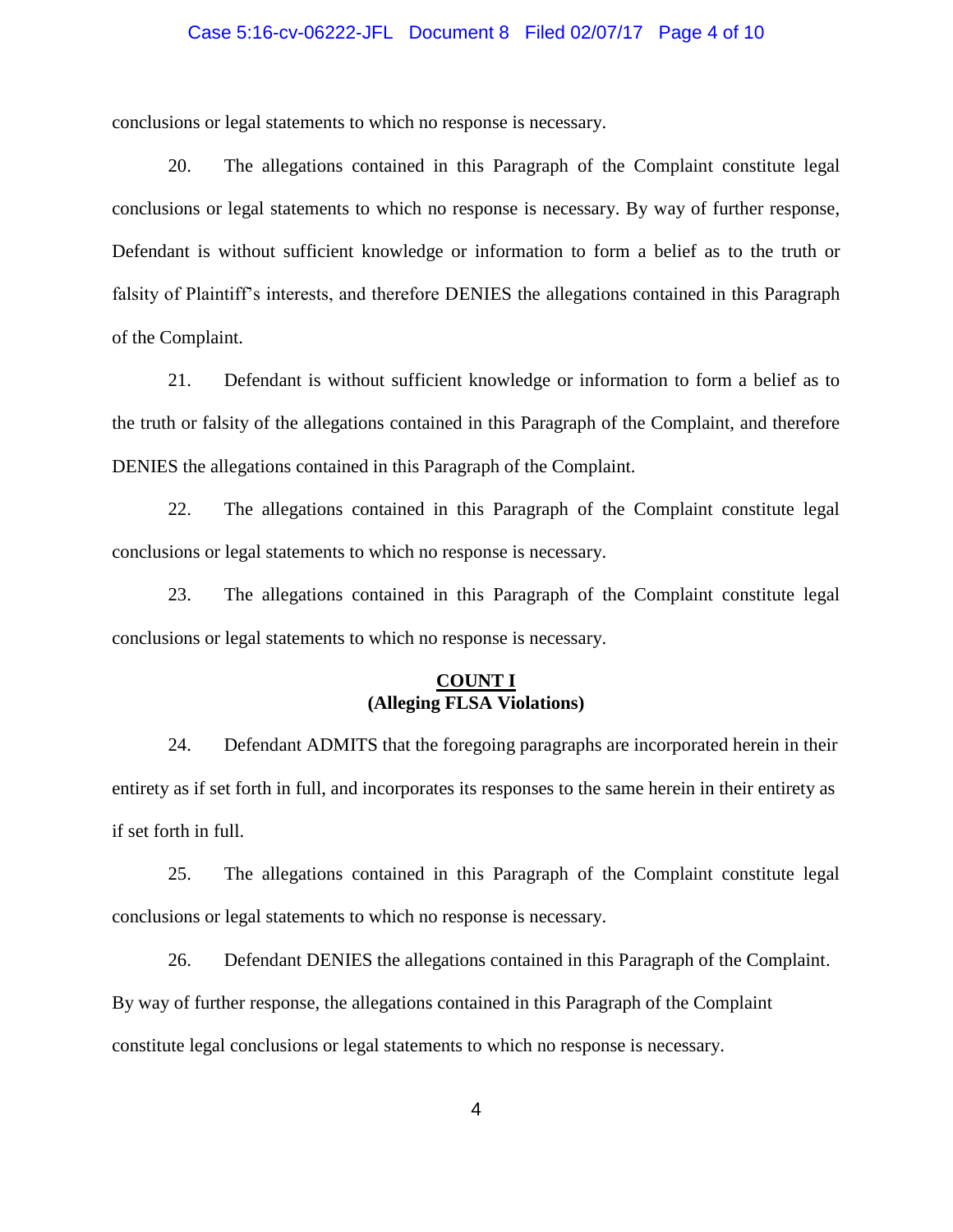conclusions or legal statements to which no response is necessary.

20. The allegations contained in this Paragraph of the Complaint constitute legal conclusions or legal statements to which no response is necessary. By way of further response, Defendant is without sufficient knowledge or information to form a belief as to the truth or falsity of Plaintiff's interests, and therefore DENIES the allegations contained in this Paragraph of the Complaint.

21. Defendant is without sufficient knowledge or information to form a belief as to the truth or falsity of the allegations contained in this Paragraph of the Complaint, and therefore DENIES the allegations contained in this Paragraph of the Complaint.

22. The allegations contained in this Paragraph of the Complaint constitute legal conclusions or legal statements to which no response is necessary.

23. The allegations contained in this Paragraph of the Complaint constitute legal conclusions or legal statements to which no response is necessary.

**COUNT I**
**(Alleging FLSA Violations)**

24. Defendant ADMITS that the foregoing paragraphs are incorporated herein in their entirety as if set forth in full, and incorporates its responses to the same herein in their entirety as if set forth in full.

25. The allegations contained in this Paragraph of the Complaint constitute legal conclusions or legal statements to which no response is necessary.

26. Defendant DENIES the allegations contained in this Paragraph of the Complaint. By way of further response, the allegations contained in this Paragraph of the Complaint constitute legal conclusions or legal statements to which no response is necessary.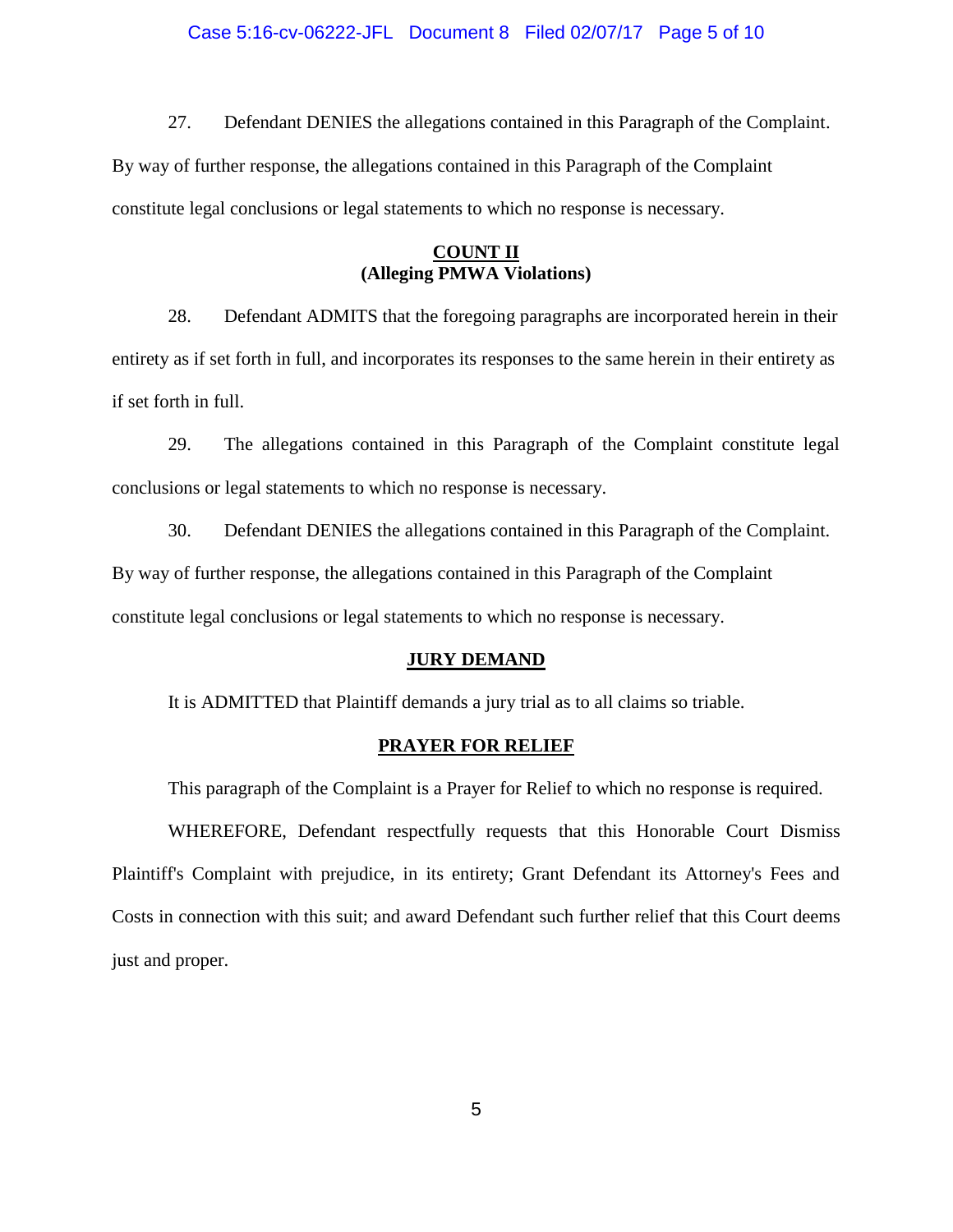27. Defendant DENIES the allegations contained in this Paragraph of the Complaint. By way of further response, the allegations contained in this Paragraph of the Complaint constitute legal conclusions or legal statements to which no response is necessary.

**COUNT II**
**(Alleging PMWA Violations)**

28. Defendant ADMITS that the foregoing paragraphs are incorporated herein in their entirety as if set forth in full, and incorporates its responses to the same herein in their entirety as if set forth in full.

29. The allegations contained in this Paragraph of the Complaint constitute legal conclusions or legal statements to which no response is necessary.

30. Defendant DENIES the allegations contained in this Paragraph of the Complaint. By way of further response, the allegations contained in this Paragraph of the Complaint constitute legal conclusions or legal statements to which no response is necessary.

**JURY DEMAND**

It is ADMITTED that Plaintiff demands a jury trial as to all claims so triable.

**PRAYER FOR RELIEF**

This paragraph of the Complaint is a Prayer for Relief to which no response is required.

WHEREFORE, Defendant respectfully requests that this Honorable Court Dismiss Plaintiff's Complaint with prejudice, in its entirety; Grant Defendant its Attorney's Fees and Costs in connection with this suit; and award Defendant such further relief that this Court deems just and proper.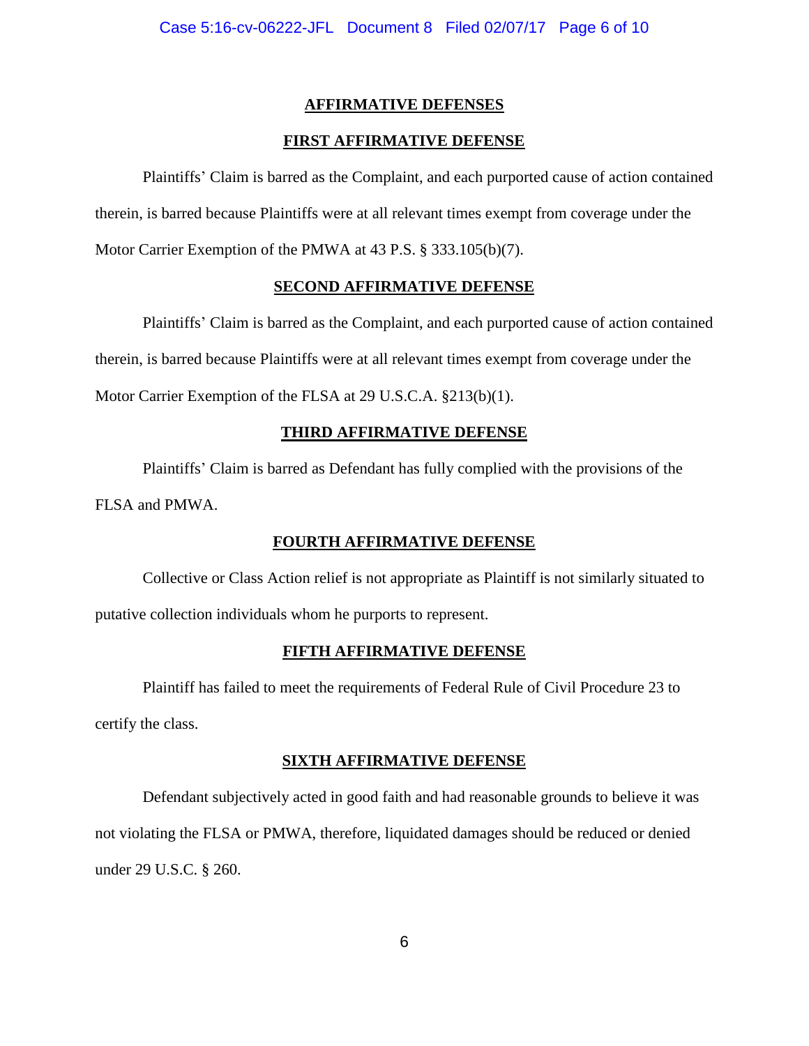## AFFIRMATIVE DEFENSES

### FIRST AFFIRMATIVE DEFENSE

Plaintiffs' Claim is barred as the Complaint, and each purported cause of action contained therein, is barred because Plaintiffs were at all relevant times exempt from coverage under the Motor Carrier Exemption of the PMWA at 43 P.S. § 333.105(b)(7).

### SECOND AFFIRMATIVE DEFENSE

Plaintiffs' Claim is barred as the Complaint, and each purported cause of action contained therein, is barred because Plaintiffs were at all relevant times exempt from coverage under the Motor Carrier Exemption of the FLSA at 29 U.S.C.A. §213(b)(1).

### THIRD AFFIRMATIVE DEFENSE

Plaintiffs' Claim is barred as Defendant has fully complied with the provisions of the FLSA and PMWA.

### FOURTH AFFIRMATIVE DEFENSE

Collective or Class Action relief is not appropriate as Plaintiff is not similarly situated to putative collection individuals whom he purports to represent.

### FIFTH AFFIRMATIVE DEFENSE

Plaintiff has failed to meet the requirements of Federal Rule of Civil Procedure 23 to certify the class.

### SIXTH AFFIRMATIVE DEFENSE

Defendant subjectively acted in good faith and had reasonable grounds to believe it was not violating the FLSA or PMWA, therefore, liquidated damages should be reduced or denied under 29 U.S.C. § 260.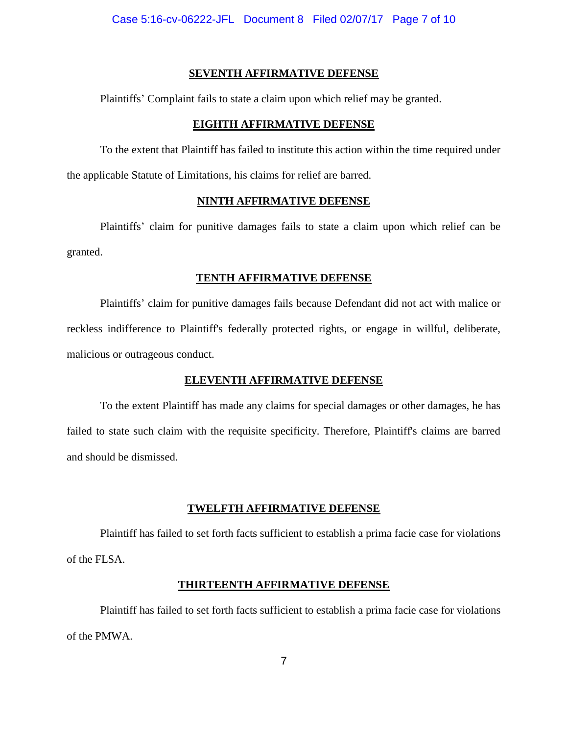**SEVENTH AFFIRMATIVE DEFENSE**

Plaintiffs' Complaint fails to state a claim upon which relief may be granted.

**EIGHTH AFFIRMATIVE DEFENSE**

To the extent that Plaintiff has failed to institute this action within the time required under the applicable Statute of Limitations, his claims for relief are barred.

**NINTH AFFIRMATIVE DEFENSE**

Plaintiffs' claim for punitive damages fails to state a claim upon which relief can be granted.

**TENTH AFFIRMATIVE DEFENSE**

Plaintiffs' claim for punitive damages fails because Defendant did not act with malice or reckless indifference to Plaintiff's federally protected rights, or engage in willful, deliberate, malicious or outrageous conduct.

**ELEVENTH AFFIRMATIVE DEFENSE**

To the extent Plaintiff has made any claims for special damages or other damages, he has failed to state such claim with the requisite specificity. Therefore, Plaintiff's claims are barred and should be dismissed.

**TWELFTH AFFIRMATIVE DEFENSE**

Plaintiff has failed to set forth facts sufficient to establish a prima facie case for violations of the FLSA.

**THIRTEENTH AFFIRMATIVE DEFENSE**

Plaintiff has failed to set forth facts sufficient to establish a prima facie case for violations of the PMWA.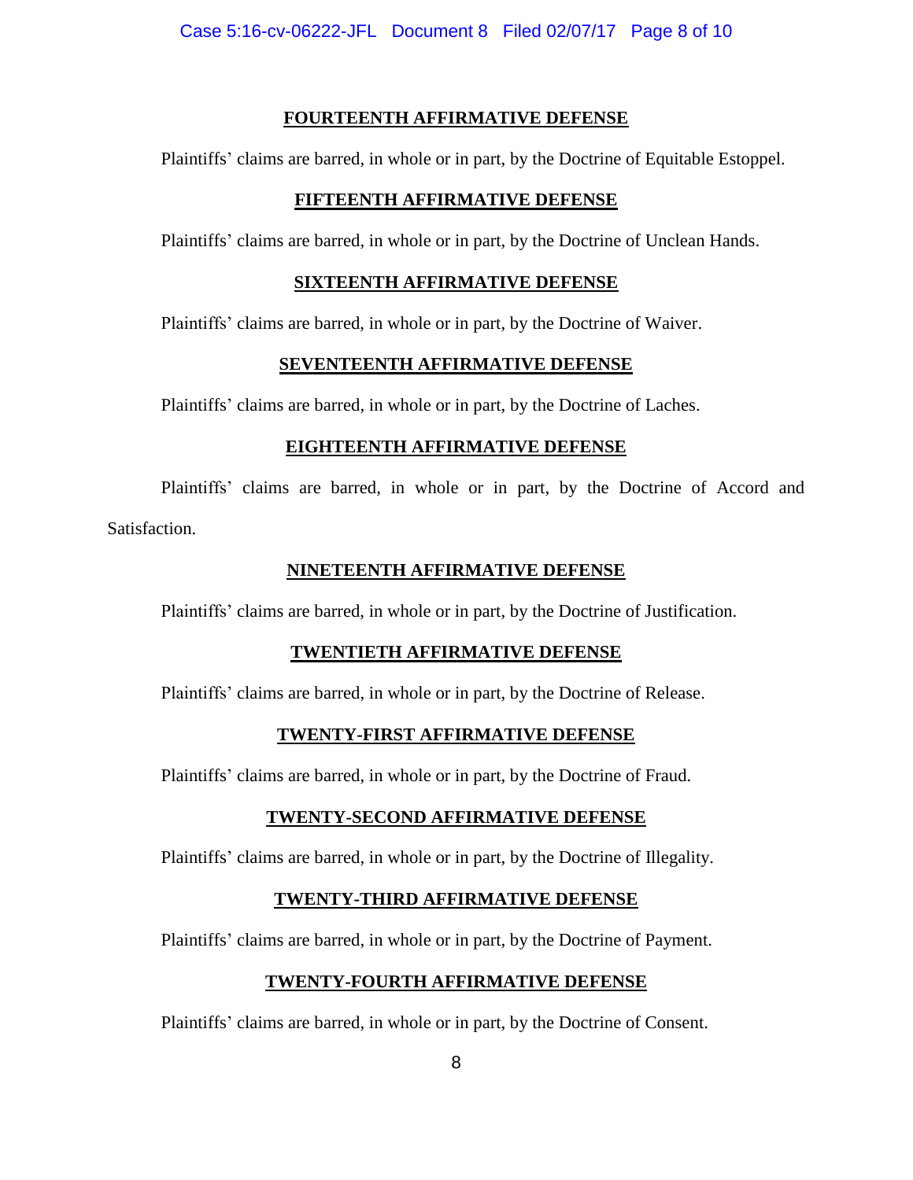**FOURTEENTH AFFIRMATIVE DEFENSE**

Plaintiffs' claims are barred, in whole or in part, by the Doctrine of Equitable Estoppel.

**FIFTEENTH AFFIRMATIVE DEFENSE**

Plaintiffs' claims are barred, in whole or in part, by the Doctrine of Unclean Hands.

**SIXTEENTH AFFIRMATIVE DEFENSE**

Plaintiffs' claims are barred, in whole or in part, by the Doctrine of Waiver.

**SEVENTEENTH AFFIRMATIVE DEFENSE**

Plaintiffs' claims are barred, in whole or in part, by the Doctrine of Laches.

**EIGHTEENTH AFFIRMATIVE DEFENSE**

Plaintiffs' claims are barred, in whole or in part, by the Doctrine of Accord and Satisfaction.

**NINETEENTH AFFIRMATIVE DEFENSE**

Plaintiffs' claims are barred, in whole or in part, by the Doctrine of Justification.

**TWENTIETH AFFIRMATIVE DEFENSE**

Plaintiffs' claims are barred, in whole or in part, by the Doctrine of Release.

**TWENTY-FIRST AFFIRMATIVE DEFENSE**

Plaintiffs' claims are barred, in whole or in part, by the Doctrine of Fraud.

**TWENTY-SECOND AFFIRMATIVE DEFENSE**

Plaintiffs' claims are barred, in whole or in part, by the Doctrine of Illegality.

**TWENTY-THIRD AFFIRMATIVE DEFENSE**

Plaintiffs' claims are barred, in whole or in part, by the Doctrine of Payment.

**TWENTY-FOURTH AFFIRMATIVE DEFENSE**

Plaintiffs' claims are barred, in whole or in part, by the Doctrine of Consent.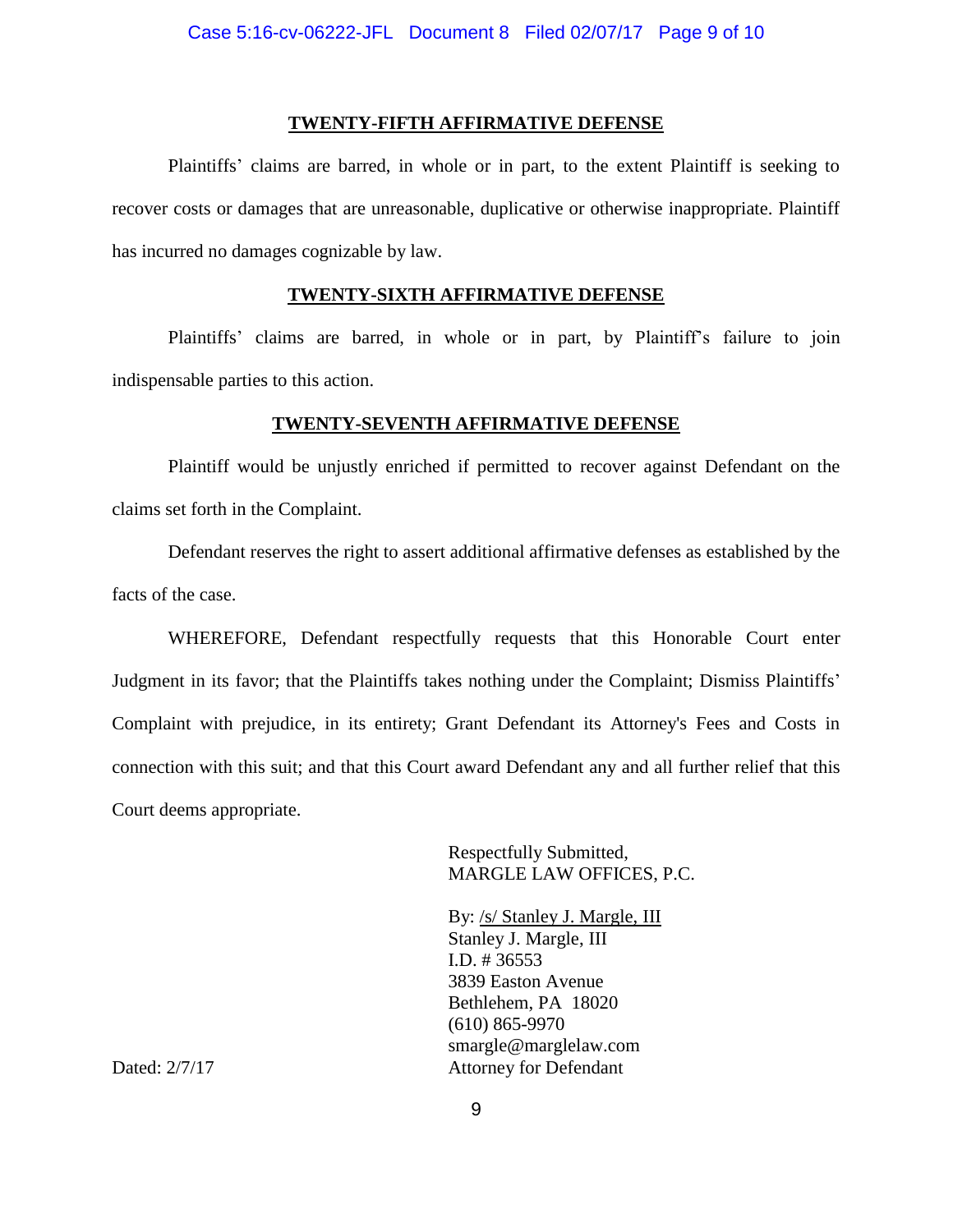## TWENTY-FIFTH AFFIRMATIVE DEFENSE

Plaintiffs' claims are barred, in whole or in part, to the extent Plaintiff is seeking to recover costs or damages that are unreasonable, duplicative or otherwise inappropriate. Plaintiff has incurred no damages cognizable by law.

## TWENTY-SIXTH AFFIRMATIVE DEFENSE

Plaintiffs' claims are barred, in whole or in part, by Plaintiff's failure to join indispensable parties to this action.

## TWENTY-SEVENTH AFFIRMATIVE DEFENSE

Plaintiff would be unjustly enriched if permitted to recover against Defendant on the claims set forth in the Complaint.

Defendant reserves the right to assert additional affirmative defenses as established by the facts of the case.

WHEREFORE, Defendant respectfully requests that this Honorable Court enter Judgment in its favor; that the Plaintiffs takes nothing under the Complaint; Dismiss Plaintiffs' Complaint with prejudice, in its entirety; Grant Defendant its Attorney's Fees and Costs in connection with this suit; and that this Court award Defendant any and all further relief that this Court deems appropriate.

Respectfully Submitted,
MARGLE LAW OFFICES, P.C.

By: /s/ Stanley J. Margle, III
Stanley J. Margle, III
I.D. # 36553
3839 Easton Avenue
Bethlehem, PA 18020
(610) 865-9970
smargle@marglelaw.com
Attorney for Defendant

Dated: 2/7/17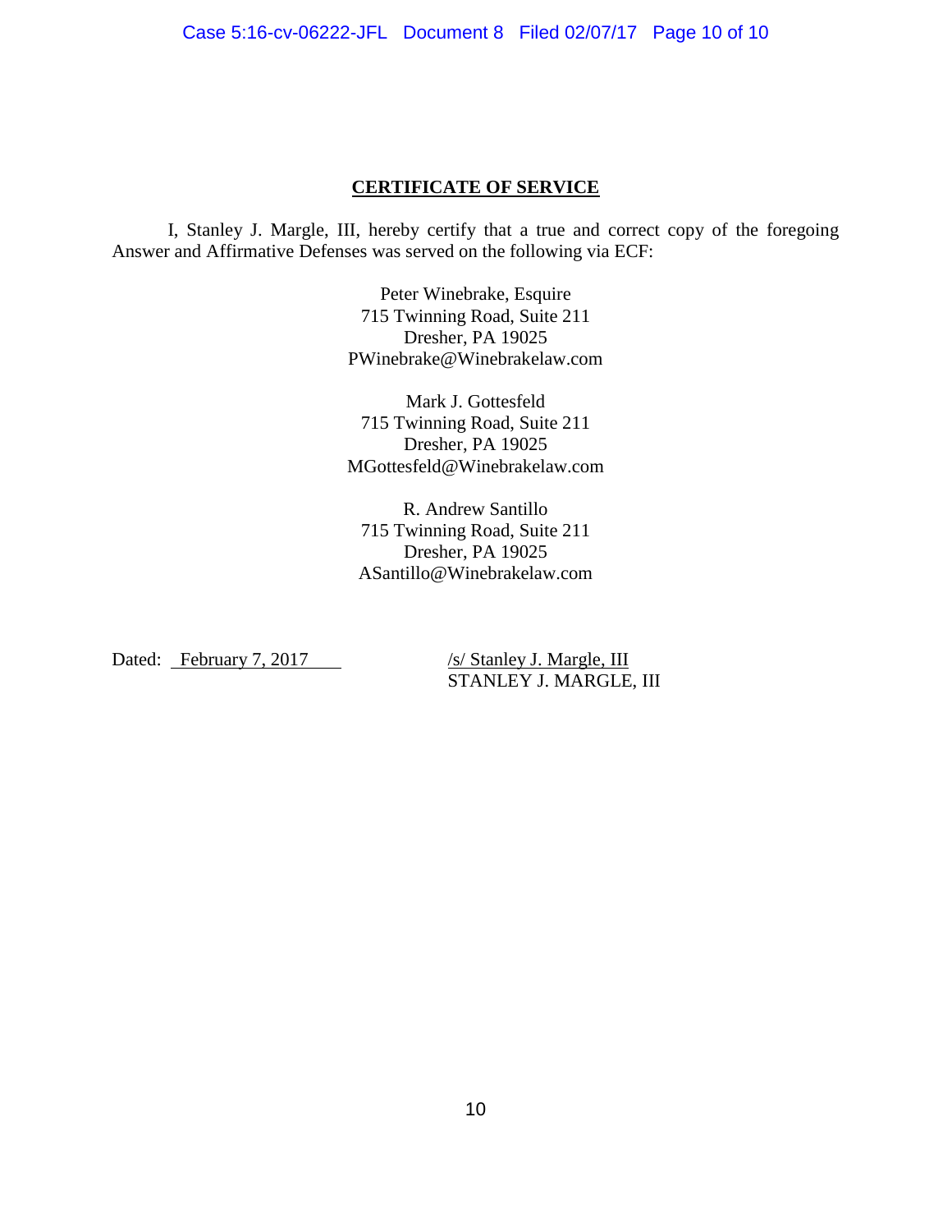## CERTIFICATE OF SERVICE

I, Stanley J. Margle, III, hereby certify that a true and correct copy of the foregoing Answer and Affirmative Defenses was served on the following via ECF:

Peter Winebrake, Esquire
715 Twinning Road, Suite 211
Dresher, PA 19025
PWinebrake@Winebrakelaw.com

Mark J. Gottesfeld
715 Twinning Road, Suite 211
Dresher, PA 19025
MGottesfeld@Winebrakelaw.com

R. Andrew Santillo
715 Twinning Road, Suite 211
Dresher, PA 19025
ASantillo@Winebrakelaw.com

Dated: February 7, 2017

/s/ Stanley J. Margle, III
STANLEY J. MARGLE, III